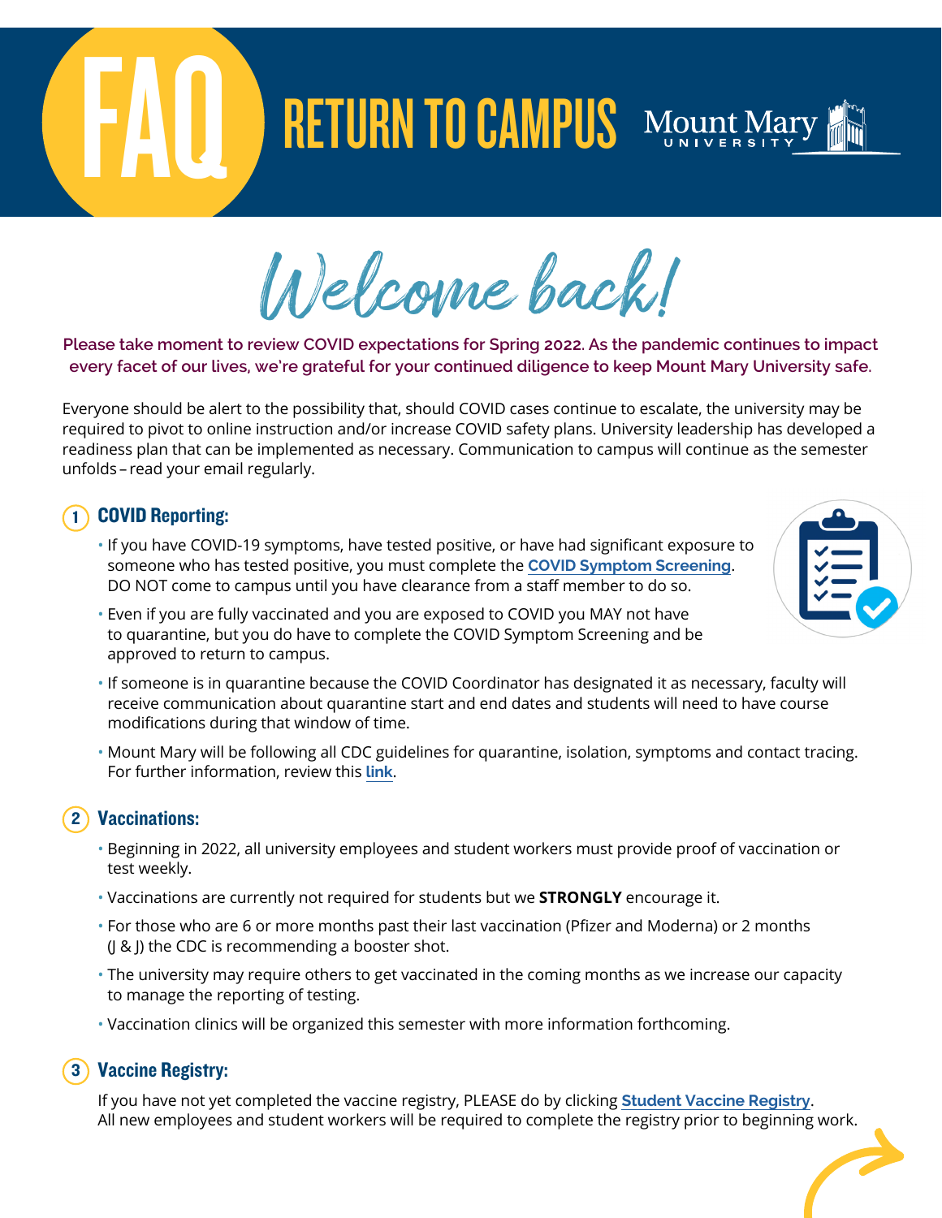# FAQ RETURN TO CAMPUS

Mount Mary UNIVERSITY

## Welcome back!

**Please take moment to review COVID expectations for Spring 2022. As the pandemic continues to impact every facet of our lives, we're grateful for your continued diligence to keep Mount Mary University safe.**

Everyone should be alert to the possibility that, should COVID cases continue to escalate, the university may be required to pivot to online instruction and/or increase COVID safety plans. University leadership has developed a readiness plan that can be implemented as necessary. Communication to campus will continue as the semester unfolds – read your email regularly.

### 1 COVID Reporting:

- If you have COVID-19 symptoms, have tested positive, or have had significant exposure to someone who has tested positive, you must complete the **COVID Symptom Screening**. DO NOT come to campus until you have clearance from a staff member to do so.
- Even if you are fully vaccinated and you are exposed to COVID you MAY not have to quarantine, but you do have to complete the COVID Symptom Screening and be approved to return to campus.
- If someone is in quarantine because the COVID Coordinator has designated it as necessary, faculty will receive communication about quarantine start and end dates and students will need to have course modifications during that window of time.
- Mount Mary will be following all CDC guidelines for quarantine, isolation, symptoms and contact tracing. For further information, review this **link**.

### 2 Vaccinations:

- Beginning in 2022, all university employees and student workers must provide proof of vaccination or test weekly.
- Vaccinations are currently not required for students but we **STRONGLY** encourage it.
- For those who are 6 or more months past their last vaccination (Pfizer and Moderna) or 2 months (J & J) the CDC is recommending a booster shot.
- The university may require others to get vaccinated in the coming months as we increase our capacity to manage the reporting of testing.
- Vaccination clinics will be organized this semester with more information forthcoming.

### 3 Vaccine Registry:

If you have not yet completed the vaccine registry, PLEASE do by clicking **Student Vaccine Registry**. All new employees and student workers will be required to complete the registry prior to beginning work.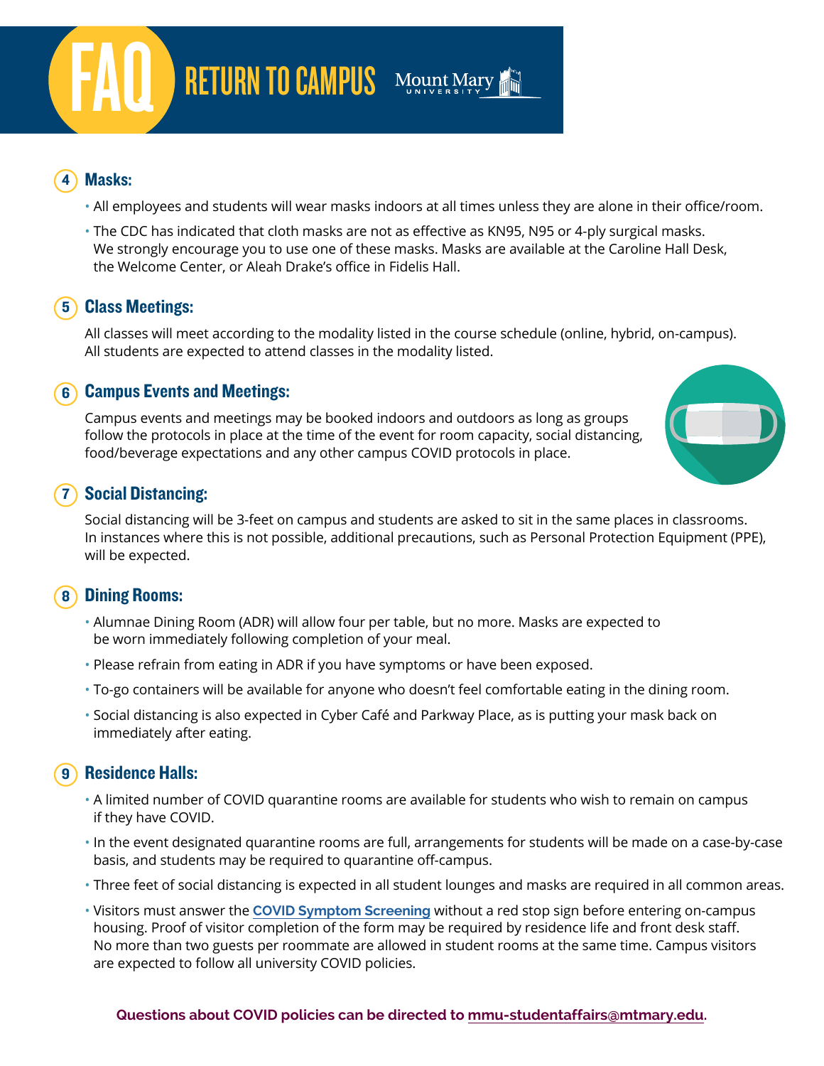# FAQ RETURN TO CAMPUS

Mount Mary UNIVERSITY

## 4 Masks:

- All employees and students will wear masks indoors at all times unless they are alone in their office/room.
- The CDC has indicated that cloth masks are not as effective as KN95, N95 or 4-ply surgical masks. We strongly encourage you to use one of these masks. Masks are available at the Caroline Hall Desk, the Welcome Center, or Aleah Drake's office in Fidelis Hall.

## 5 Class Meetings:

All classes will meet according to the modality listed in the course schedule (online, hybrid, on-campus). All students are expected to attend classes in the modality listed.

## 6 Campus Events and Meetings:

Campus events and meetings may be booked indoors and outdoors as long as groups follow the protocols in place at the time of the event for room capacity, social distancing, food/beverage expectations and any other campus COVID protocols in place.

## 7 Social Distancing:

Social distancing will be 3-feet on campus and students are asked to sit in the same places in classrooms. In instances where this is not possible, additional precautions, such as Personal Protection Equipment (PPE), will be expected.

## 8 Dining Rooms:

- Alumnae Dining Room (ADR) will allow four per table, but no more. Masks are expected to be worn immediately following completion of your meal.
- Please refrain from eating in ADR if you have symptoms or have been exposed.
- To-go containers will be available for anyone who doesn't feel comfortable eating in the dining room.
- Social distancing is also expected in Cyber Café and Parkway Place, as is putting your mask back on immediately after eating.

## 9 Residence Halls:

- A limited number of COVID quarantine rooms are available for students who wish to remain on campus if they have COVID.
- In the event designated quarantine rooms are full, arrangements for students will be made on a case-by-case basis, and students may be required to quarantine off-campus.
- Three feet of social distancing is expected in all student lounges and masks are required in all common areas.
- Visitors must answer the **COVID Symptom Screening** without a red stop sign before entering on-campus housing. Proof of visitor completion of the form may be required by residence life and front desk staff. No more than two guests per roommate are allowed in student rooms at the same time. Campus visitors are expected to follow all university COVID policies.

**Questions about COVID policies can be directed to mmu-studentaffairs@mtmary.edu.**